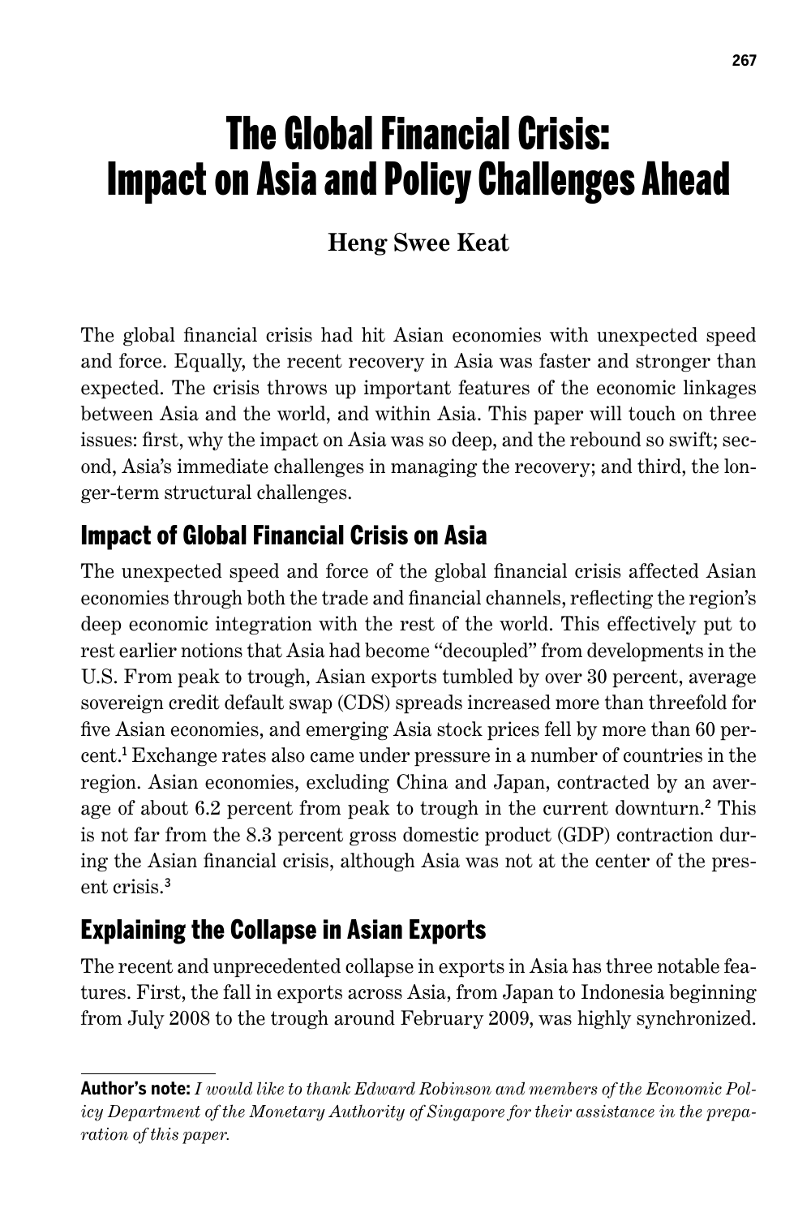# The Global Financial Crisis: Impact on Asia and Policy Challenges Ahead

**Heng Swee Keat**

The global financial crisis had hit Asian economies with unexpected speed and force. Equally, the recent recovery in Asia was faster and stronger than expected. The crisis throws up important features of the economic linkages between Asia and the world, and within Asia. This paper will touch on three issues: first, why the impact on Asia was so deep, and the rebound so swift; second, Asia's immediate challenges in managing the recovery; and third, the longer-term structural challenges.

## Impact of Global Financial Crisis on Asia

The unexpected speed and force of the global financial crisis affected Asian economies through both the trade and financial channels, reflecting the region's deep economic integration with the rest of the world. This effectively put to rest earlier notions that Asia had become "decoupled" from developments in the U.S. From peak to trough, Asian exports tumbled by over 30 percent, average sovereign credit default swap (CDS) spreads increased more than threefold for five Asian economies, and emerging Asia stock prices fell by more than 60 percent.[1] Exchange rates also came under pressure in a number of countries in the region. Asian economies, excluding China and Japan, contracted by an average of about 6.2 percent from peak to trough in the current downturn.[2] This is not far from the 8.3 percent gross domestic product (GDP) contraction during the Asian financial crisis, although Asia was not at the center of the present crisis.[3]

## Explaining the Collapse in Asian Exports

The recent and unprecedented collapse in exports in Asia has three notable features. First, the fall in exports across Asia, from Japan to Indonesia beginning from July 2008 to the trough around February 2009, was highly synchronized.

---

**Author's note:** *I would like to thank Edward Robinson and members of the Economic Policy Department of the Monetary Authority of Singapore for their assistance in the preparation of this paper.*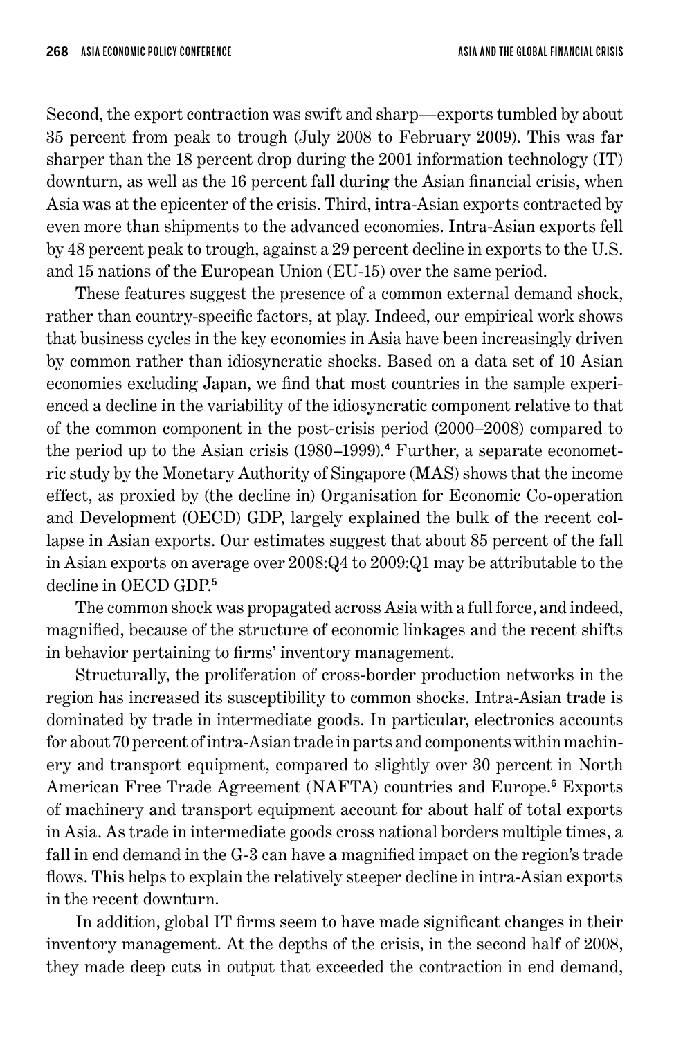Second, the export contraction was swift and sharp—exports tumbled by about 35 percent from peak to trough (July 2008 to February 2009). This was far sharper than the 18 percent drop during the 2001 information technology (IT) downturn, as well as the 16 percent fall during the Asian financial crisis, when Asia was at the epicenter of the crisis. Third, intra-Asian exports contracted by even more than shipments to the advanced economies. Intra-Asian exports fell by 48 percent peak to trough, against a 29 percent decline in exports to the U.S. and 15 nations of the European Union (EU-15) over the same period.

These features suggest the presence of a common external demand shock, rather than country-specific factors, at play. Indeed, our empirical work shows that business cycles in the key economies in Asia have been increasingly driven by common rather than idiosyncratic shocks. Based on a data set of 10 Asian economies excluding Japan, we find that most countries in the sample experienced a decline in the variability of the idiosyncratic component relative to that of the common component in the post-crisis period (2000–2008) compared to the period up to the Asian crisis (1980–1999).[4] Further, a separate econometric study by the Monetary Authority of Singapore (MAS) shows that the income effect, as proxied by (the decline in) Organisation for Economic Co-operation and Development (OECD) GDP, largely explained the bulk of the recent collapse in Asian exports. Our estimates suggest that about 85 percent of the fall in Asian exports on average over 2008:Q4 to 2009:Q1 may be attributable to the decline in OECD GDP.[5]

The common shock was propagated across Asia with a full force, and indeed, magnified, because of the structure of economic linkages and the recent shifts in behavior pertaining to firms' inventory management.

Structurally, the proliferation of cross-border production networks in the region has increased its susceptibility to common shocks. Intra-Asian trade is dominated by trade in intermediate goods. In particular, electronics accounts for about 70 percent of intra-Asian trade in parts and components within machinery and transport equipment, compared to slightly over 30 percent in North American Free Trade Agreement (NAFTA) countries and Europe.[6] Exports of machinery and transport equipment account for about half of total exports in Asia. As trade in intermediate goods cross national borders multiple times, a fall in end demand in the G-3 can have a magnified impact on the region's trade flows. This helps to explain the relatively steeper decline in intra-Asian exports in the recent downturn.

In addition, global IT firms seem to have made significant changes in their inventory management. At the depths of the crisis, in the second half of 2008, they made deep cuts in output that exceeded the contraction in end demand,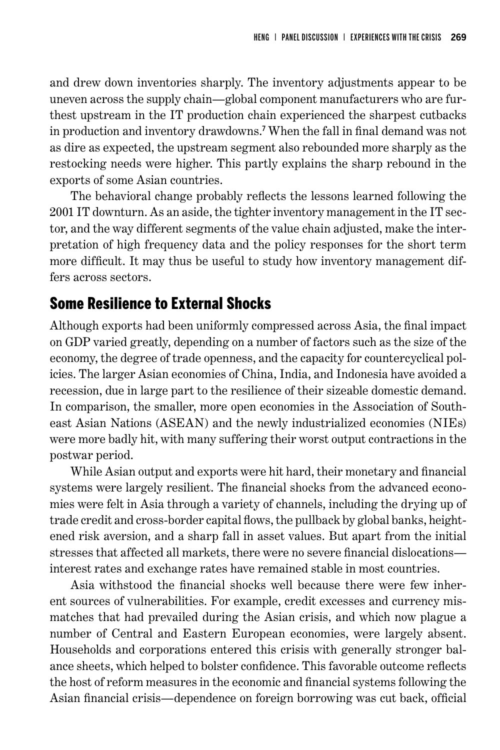and drew down inventories sharply. The inventory adjustments appear to be uneven across the supply chain—global component manufacturers who are furthest upstream in the IT production chain experienced the sharpest cutbacks in production and inventory drawdowns.[7] When the fall in final demand was not as dire as expected, the upstream segment also rebounded more sharply as the restocking needs were higher. This partly explains the sharp rebound in the exports of some Asian countries.

The behavioral change probably reflects the lessons learned following the 2001 IT downturn. As an aside, the tighter inventory management in the IT sector, and the way different segments of the value chain adjusted, make the interpretation of high frequency data and the policy responses for the short term more difficult. It may thus be useful to study how inventory management differs across sectors.

## Some Resilience to External Shocks

Although exports had been uniformly compressed across Asia, the final impact on GDP varied greatly, depending on a number of factors such as the size of the economy, the degree of trade openness, and the capacity for countercyclical policies. The larger Asian economies of China, India, and Indonesia have avoided a recession, due in large part to the resilience of their sizeable domestic demand. In comparison, the smaller, more open economies in the Association of Southeast Asian Nations (ASEAN) and the newly industrialized economies (NIEs) were more badly hit, with many suffering their worst output contractions in the postwar period.

While Asian output and exports were hit hard, their monetary and financial systems were largely resilient. The financial shocks from the advanced economies were felt in Asia through a variety of channels, including the drying up of trade credit and cross-border capital flows, the pullback by global banks, heightened risk aversion, and a sharp fall in asset values. But apart from the initial stresses that affected all markets, there were no severe financial dislocations—interest rates and exchange rates have remained stable in most countries.

Asia withstood the financial shocks well because there were few inherent sources of vulnerabilities. For example, credit excesses and currency mismatches that had prevailed during the Asian crisis, and which now plague a number of Central and Eastern European economies, were largely absent. Households and corporations entered this crisis with generally stronger balance sheets, which helped to bolster confidence. This favorable outcome reflects the host of reform measures in the economic and financial systems following the Asian financial crisis—dependence on foreign borrowing was cut back, official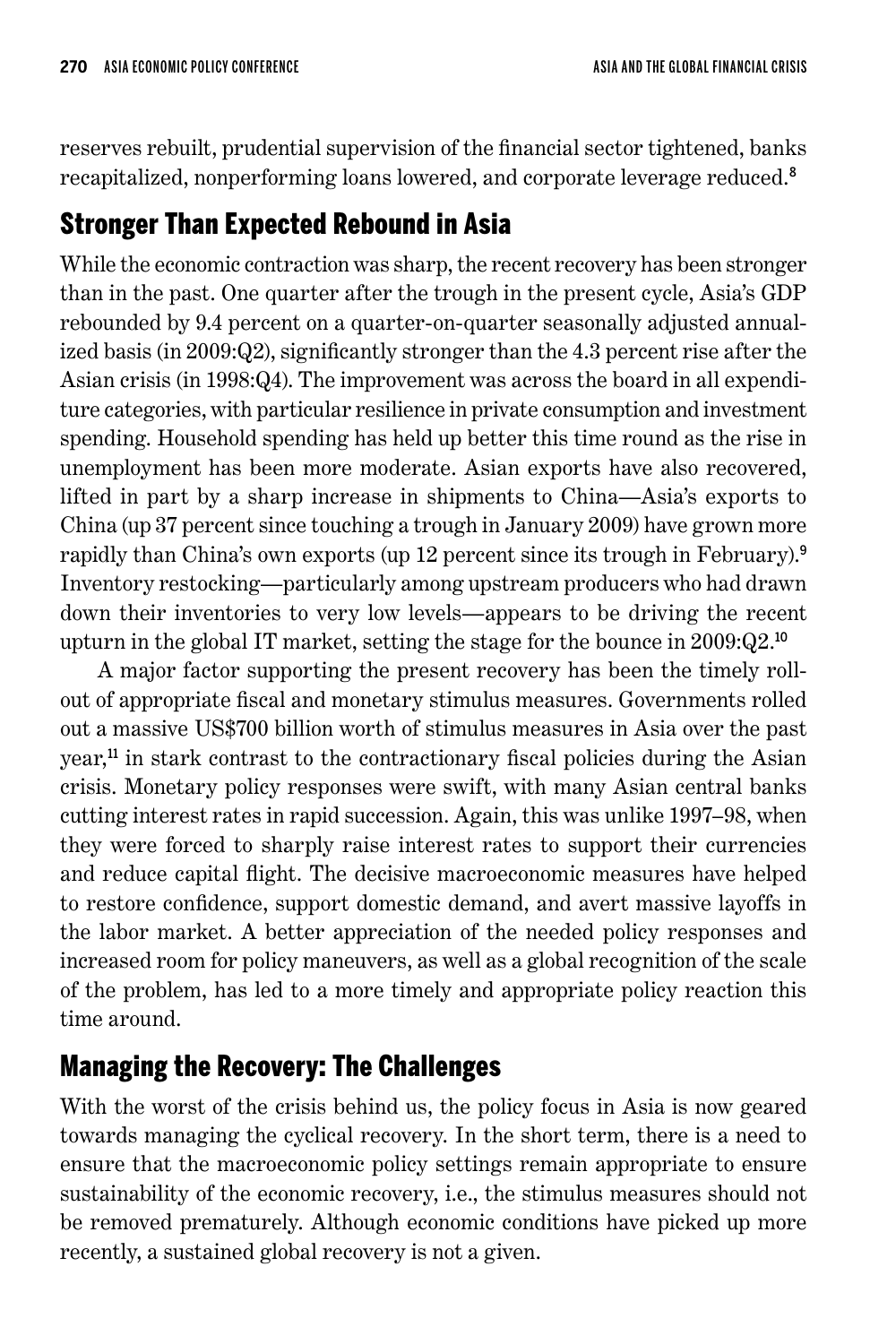reserves rebuilt, prudential supervision of the financial sector tightened, banks recapitalized, nonperforming loans lowered, and corporate leverage reduced.[8]

## Stronger Than Expected Rebound in Asia

While the economic contraction was sharp, the recent recovery has been stronger than in the past. One quarter after the trough in the present cycle, Asia's GDP rebounded by 9.4 percent on a quarter-on-quarter seasonally adjusted annualized basis (in 2009:Q2), significantly stronger than the 4.3 percent rise after the Asian crisis (in 1998:Q4). The improvement was across the board in all expenditure categories, with particular resilience in private consumption and investment spending. Household spending has held up better this time round as the rise in unemployment has been more moderate. Asian exports have also recovered, lifted in part by a sharp increase in shipments to China—Asia's exports to China (up 37 percent since touching a trough in January 2009) have grown more rapidly than China's own exports (up 12 percent since its trough in February).[9] Inventory restocking—particularly among upstream producers who had drawn down their inventories to very low levels—appears to be driving the recent upturn in the global IT market, setting the stage for the bounce in 2009:Q2.[10]

A major factor supporting the present recovery has been the timely rollout of appropriate fiscal and monetary stimulus measures. Governments rolled out a massive US$700 billion worth of stimulus measures in Asia over the past year,[11] in stark contrast to the contractionary fiscal policies during the Asian crisis. Monetary policy responses were swift, with many Asian central banks cutting interest rates in rapid succession. Again, this was unlike 1997–98, when they were forced to sharply raise interest rates to support their currencies and reduce capital flight. The decisive macroeconomic measures have helped to restore confidence, support domestic demand, and avert massive layoffs in the labor market. A better appreciation of the needed policy responses and increased room for policy maneuvers, as well as a global recognition of the scale of the problem, has led to a more timely and appropriate policy reaction this time around.

## Managing the Recovery: The Challenges

With the worst of the crisis behind us, the policy focus in Asia is now geared towards managing the cyclical recovery. In the short term, there is a need to ensure that the macroeconomic policy settings remain appropriate to ensure sustainability of the economic recovery, i.e., the stimulus measures should not be removed prematurely. Although economic conditions have picked up more recently, a sustained global recovery is not a given.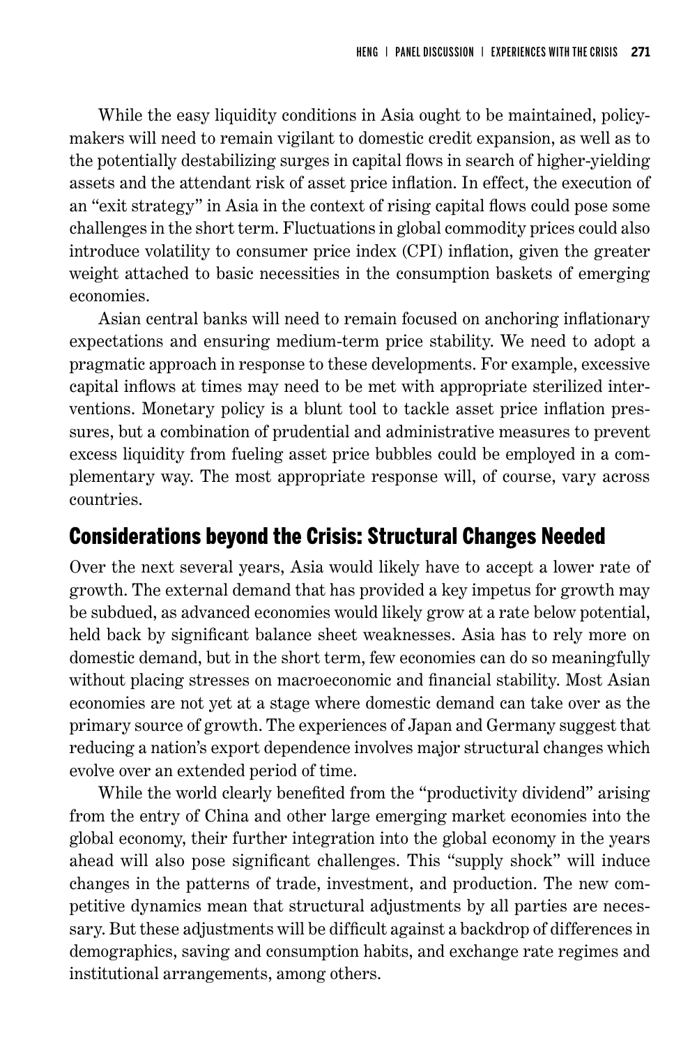While the easy liquidity conditions in Asia ought to be maintained, policymakers will need to remain vigilant to domestic credit expansion, as well as to the potentially destabilizing surges in capital flows in search of higher-yielding assets and the attendant risk of asset price inflation. In effect, the execution of an "exit strategy" in Asia in the context of rising capital flows could pose some challenges in the short term. Fluctuations in global commodity prices could also introduce volatility to consumer price index (CPI) inflation, given the greater weight attached to basic necessities in the consumption baskets of emerging economies.

Asian central banks will need to remain focused on anchoring inflationary expectations and ensuring medium-term price stability. We need to adopt a pragmatic approach in response to these developments. For example, excessive capital inflows at times may need to be met with appropriate sterilized interventions. Monetary policy is a blunt tool to tackle asset price inflation pressures, but a combination of prudential and administrative measures to prevent excess liquidity from fueling asset price bubbles could be employed in a complementary way. The most appropriate response will, of course, vary across countries.

## Considerations beyond the Crisis: Structural Changes Needed

Over the next several years, Asia would likely have to accept a lower rate of growth. The external demand that has provided a key impetus for growth may be subdued, as advanced economies would likely grow at a rate below potential, held back by significant balance sheet weaknesses. Asia has to rely more on domestic demand, but in the short term, few economies can do so meaningfully without placing stresses on macroeconomic and financial stability. Most Asian economies are not yet at a stage where domestic demand can take over as the primary source of growth. The experiences of Japan and Germany suggest that reducing a nation's export dependence involves major structural changes which evolve over an extended period of time.

While the world clearly benefited from the "productivity dividend" arising from the entry of China and other large emerging market economies into the global economy, their further integration into the global economy in the years ahead will also pose significant challenges. This "supply shock" will induce changes in the patterns of trade, investment, and production. The new competitive dynamics mean that structural adjustments by all parties are necessary. But these adjustments will be difficult against a backdrop of differences in demographics, saving and consumption habits, and exchange rate regimes and institutional arrangements, among others.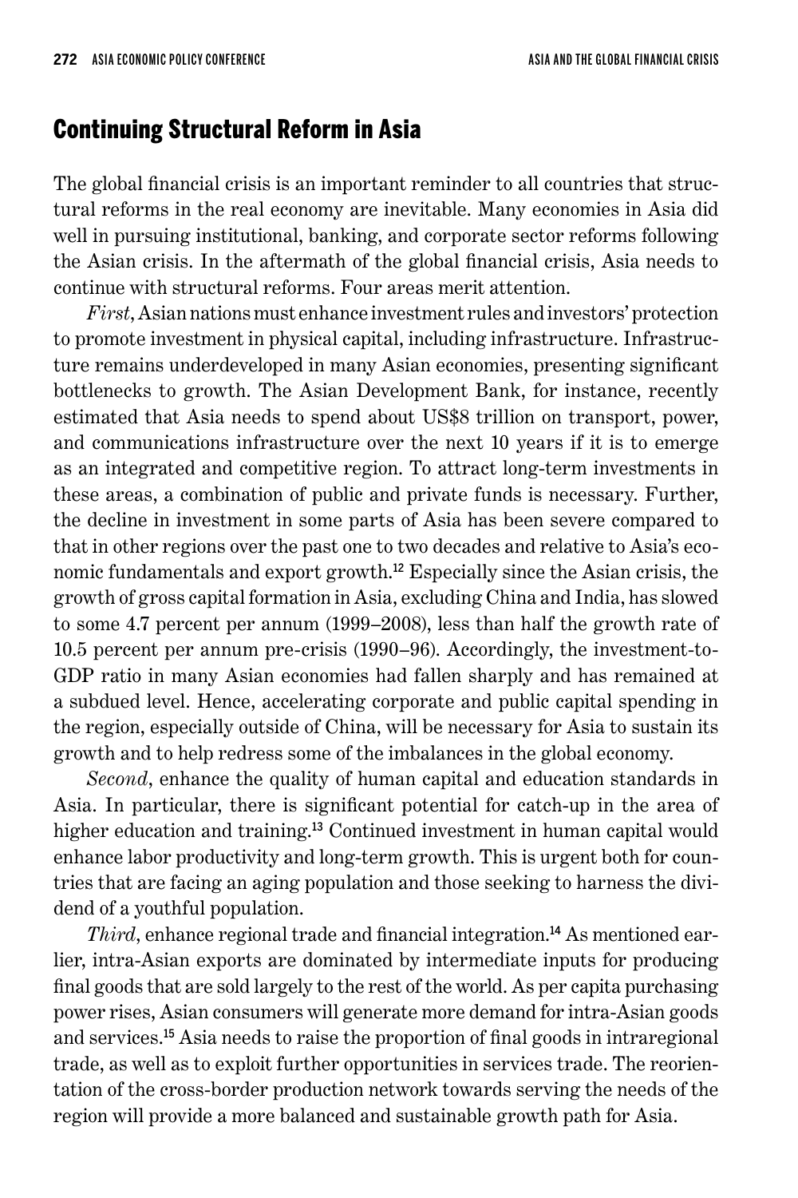## Continuing Structural Reform in Asia

The global financial crisis is an important reminder to all countries that structural reforms in the real economy are inevitable. Many economies in Asia did well in pursuing institutional, banking, and corporate sector reforms following the Asian crisis. In the aftermath of the global financial crisis, Asia needs to continue with structural reforms. Four areas merit attention.

*First*, Asian nations must enhance investment rules and investors' protection to promote investment in physical capital, including infrastructure. Infrastructure remains underdeveloped in many Asian economies, presenting significant bottlenecks to growth. The Asian Development Bank, for instance, recently estimated that Asia needs to spend about US$8 trillion on transport, power, and communications infrastructure over the next 10 years if it is to emerge as an integrated and competitive region. To attract long-term investments in these areas, a combination of public and private funds is necessary. Further, the decline in investment in some parts of Asia has been severe compared to that in other regions over the past one to two decades and relative to Asia's economic fundamentals and export growth.[12] Especially since the Asian crisis, the growth of gross capital formation in Asia, excluding China and India, has slowed to some 4.7 percent per annum (1999–2008), less than half the growth rate of 10.5 percent per annum pre-crisis (1990–96). Accordingly, the investment-to-GDP ratio in many Asian economies had fallen sharply and has remained at a subdued level. Hence, accelerating corporate and public capital spending in the region, especially outside of China, will be necessary for Asia to sustain its growth and to help redress some of the imbalances in the global economy.

*Second*, enhance the quality of human capital and education standards in Asia. In particular, there is significant potential for catch-up in the area of higher education and training.[13] Continued investment in human capital would enhance labor productivity and long-term growth. This is urgent both for countries that are facing an aging population and those seeking to harness the dividend of a youthful population.

*Third*, enhance regional trade and financial integration.[14] As mentioned earlier, intra-Asian exports are dominated by intermediate inputs for producing final goods that are sold largely to the rest of the world. As per capita purchasing power rises, Asian consumers will generate more demand for intra-Asian goods and services.[15] Asia needs to raise the proportion of final goods in intraregional trade, as well as to exploit further opportunities in services trade. The reorientation of the cross-border production network towards serving the needs of the region will provide a more balanced and sustainable growth path for Asia.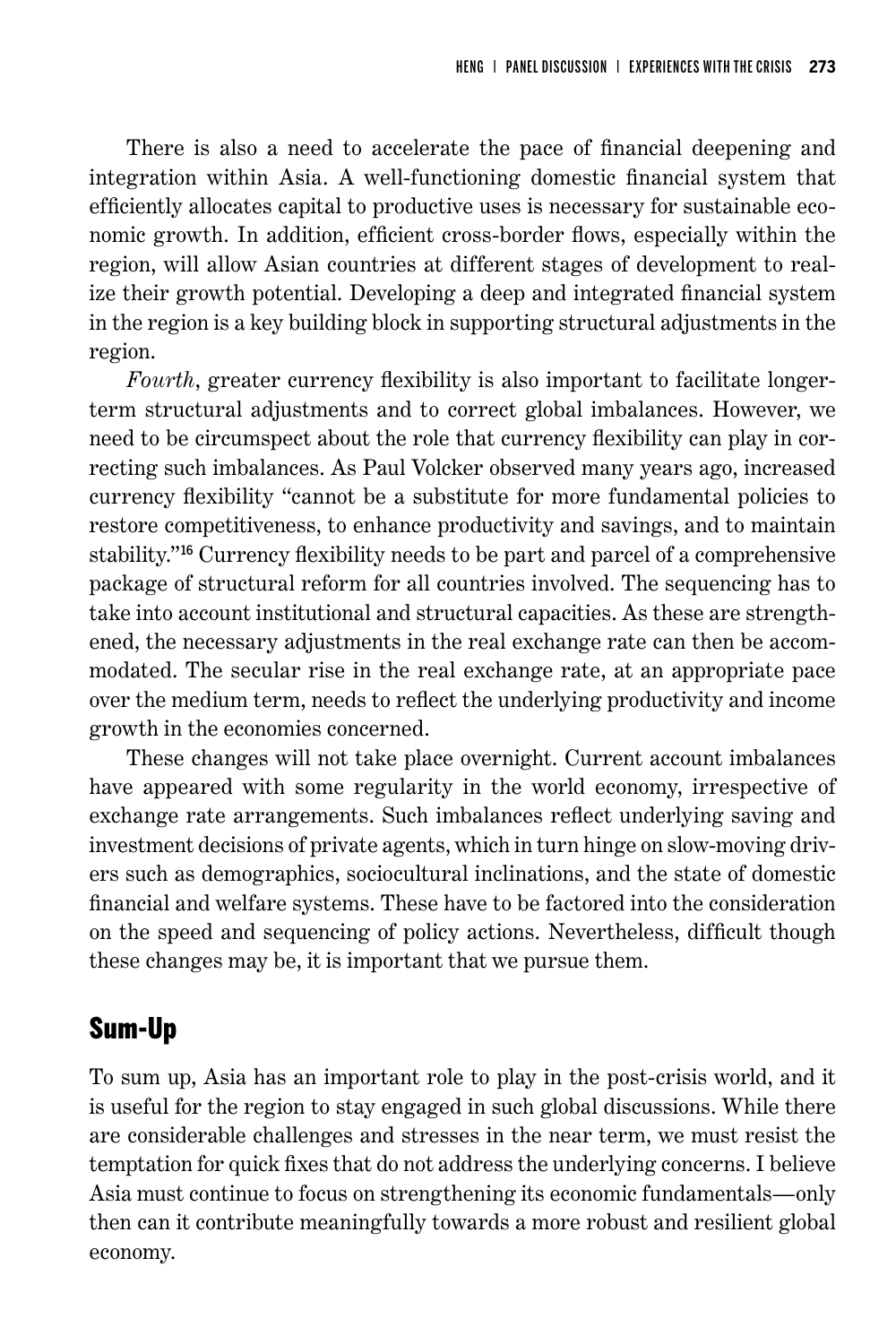There is also a need to accelerate the pace of financial deepening and integration within Asia. A well-functioning domestic financial system that efficiently allocates capital to productive uses is necessary for sustainable economic growth. In addition, efficient cross-border flows, especially within the region, will allow Asian countries at different stages of development to realize their growth potential. Developing a deep and integrated financial system in the region is a key building block in supporting structural adjustments in the region.

*Fourth*, greater currency flexibility is also important to facilitate longer-term structural adjustments and to correct global imbalances. However, we need to be circumspect about the role that currency flexibility can play in correcting such imbalances. As Paul Volcker observed many years ago, increased currency flexibility "cannot be a substitute for more fundamental policies to restore competitiveness, to enhance productivity and savings, and to maintain stability."[16] Currency flexibility needs to be part and parcel of a comprehensive package of structural reform for all countries involved. The sequencing has to take into account institutional and structural capacities. As these are strengthened, the necessary adjustments in the real exchange rate can then be accommodated. The secular rise in the real exchange rate, at an appropriate pace over the medium term, needs to reflect the underlying productivity and income growth in the economies concerned.

These changes will not take place overnight. Current account imbalances have appeared with some regularity in the world economy, irrespective of exchange rate arrangements. Such imbalances reflect underlying saving and investment decisions of private agents, which in turn hinge on slow-moving drivers such as demographics, sociocultural inclinations, and the state of domestic financial and welfare systems. These have to be factored into the consideration on the speed and sequencing of policy actions. Nevertheless, difficult though these changes may be, it is important that we pursue them.

## Sum-Up

To sum up, Asia has an important role to play in the post-crisis world, and it is useful for the region to stay engaged in such global discussions. While there are considerable challenges and stresses in the near term, we must resist the temptation for quick fixes that do not address the underlying concerns. I believe Asia must continue to focus on strengthening its economic fundamentals—only then can it contribute meaningfully towards a more robust and resilient global economy.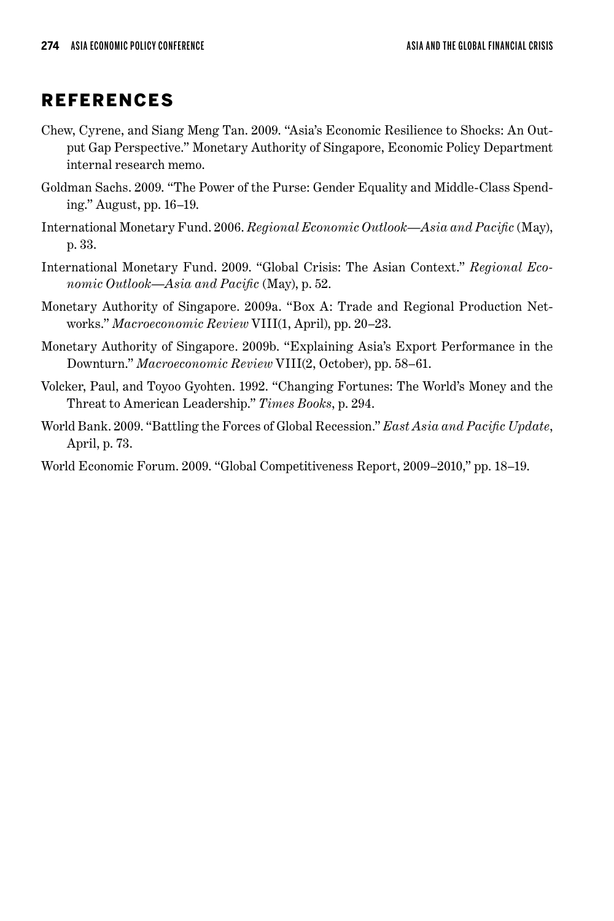## REFERENCES

Chew, Cyrene, and Siang Meng Tan. 2009. "Asia's Economic Resilience to Shocks: An Output Gap Perspective." Monetary Authority of Singapore, Economic Policy Department internal research memo.

Goldman Sachs. 2009. "The Power of the Purse: Gender Equality and Middle-Class Spending." August, pp. 16–19.

International Monetary Fund. 2006. *Regional Economic Outlook—Asia and Pacific* (May), p. 33.

International Monetary Fund. 2009. "Global Crisis: The Asian Context." *Regional Economic Outlook—Asia and Pacific* (May), p. 52.

Monetary Authority of Singapore. 2009a. "Box A: Trade and Regional Production Networks." *Macroeconomic Review* VIII(1, April), pp. 20–23.

Monetary Authority of Singapore. 2009b. "Explaining Asia's Export Performance in the Downturn." *Macroeconomic Review* VIII(2, October), pp. 58–61.

Volcker, Paul, and Toyoo Gyohten. 1992. "Changing Fortunes: The World's Money and the Threat to American Leadership." *Times Books*, p. 294.

World Bank. 2009. "Battling the Forces of Global Recession." *East Asia and Pacific Update*, April, p. 73.

World Economic Forum. 2009. "Global Competitiveness Report, 2009–2010," pp. 18–19.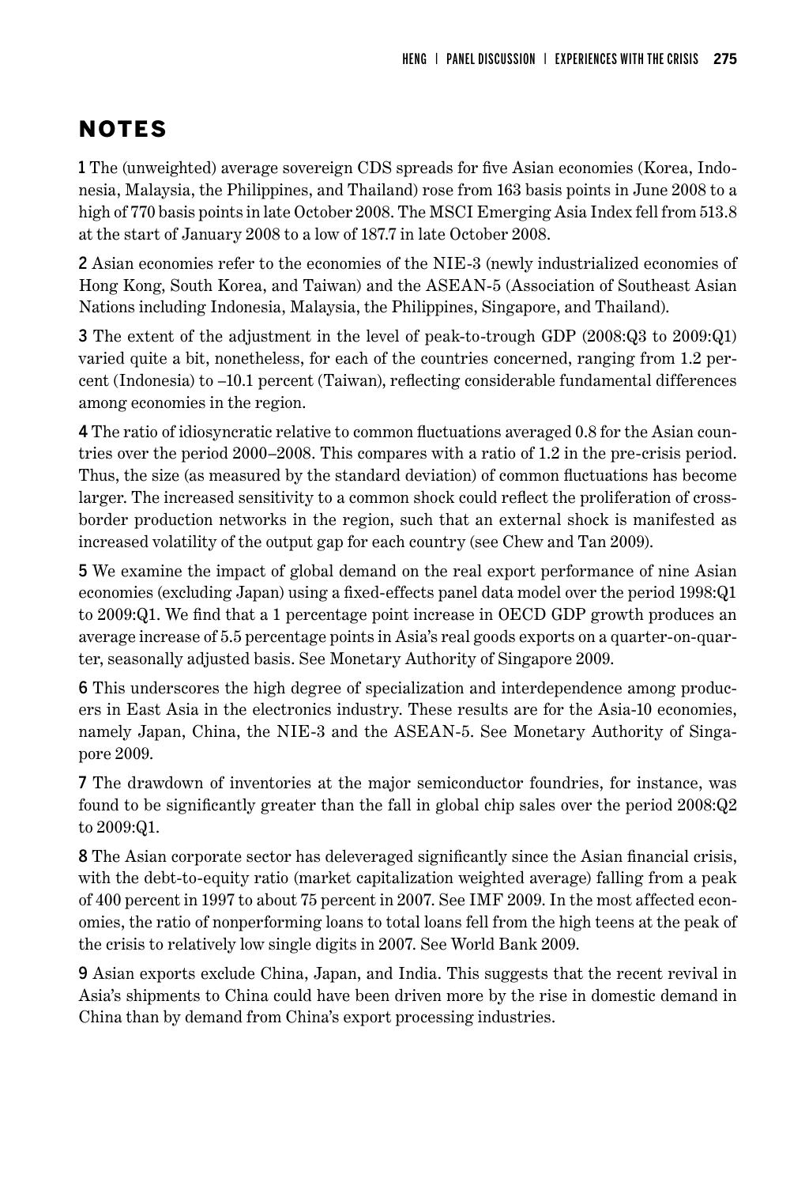## NOTES

1 The (unweighted) average sovereign CDS spreads for five Asian economies (Korea, Indonesia, Malaysia, the Philippines, and Thailand) rose from 163 basis points in June 2008 to a high of 770 basis points in late October 2008. The MSCI Emerging Asia Index fell from 513.8 at the start of January 2008 to a low of 187.7 in late October 2008.

2 Asian economies refer to the economies of the NIE-3 (newly industrialized economies of Hong Kong, South Korea, and Taiwan) and the ASEAN-5 (Association of Southeast Asian Nations including Indonesia, Malaysia, the Philippines, Singapore, and Thailand).

3 The extent of the adjustment in the level of peak-to-trough GDP (2008:Q3 to 2009:Q1) varied quite a bit, nonetheless, for each of the countries concerned, ranging from 1.2 percent (Indonesia) to –10.1 percent (Taiwan), reflecting considerable fundamental differences among economies in the region.

4 The ratio of idiosyncratic relative to common fluctuations averaged 0.8 for the Asian countries over the period 2000–2008. This compares with a ratio of 1.2 in the pre-crisis period. Thus, the size (as measured by the standard deviation) of common fluctuations has become larger. The increased sensitivity to a common shock could reflect the proliferation of cross-border production networks in the region, such that an external shock is manifested as increased volatility of the output gap for each country (see Chew and Tan 2009).

5 We examine the impact of global demand on the real export performance of nine Asian economies (excluding Japan) using a fixed-effects panel data model over the period 1998:Q1 to 2009:Q1. We find that a 1 percentage point increase in OECD GDP growth produces an average increase of 5.5 percentage points in Asia's real goods exports on a quarter-on-quarter, seasonally adjusted basis. See Monetary Authority of Singapore 2009.

6 This underscores the high degree of specialization and interdependence among producers in East Asia in the electronics industry. These results are for the Asia-10 economies, namely Japan, China, the NIE-3 and the ASEAN-5. See Monetary Authority of Singapore 2009.

7 The drawdown of inventories at the major semiconductor foundries, for instance, was found to be significantly greater than the fall in global chip sales over the period 2008:Q2 to 2009:Q1.

8 The Asian corporate sector has deleveraged significantly since the Asian financial crisis, with the debt-to-equity ratio (market capitalization weighted average) falling from a peak of 400 percent in 1997 to about 75 percent in 2007. See IMF 2009. In the most affected economies, the ratio of nonperforming loans to total loans fell from the high teens at the peak of the crisis to relatively low single digits in 2007. See World Bank 2009.

9 Asian exports exclude China, Japan, and India. This suggests that the recent revival in Asia's shipments to China could have been driven more by the rise in domestic demand in China than by demand from China's export processing industries.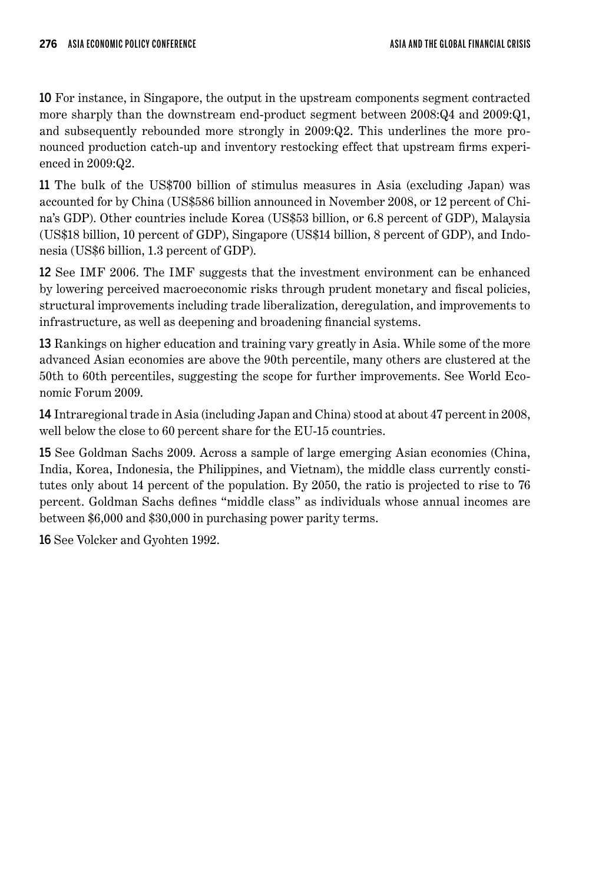**10** For instance, in Singapore, the output in the upstream components segment contracted more sharply than the downstream end-product segment between 2008:Q4 and 2009:Q1, and subsequently rebounded more strongly in 2009:Q2. This underlines the more pronounced production catch-up and inventory restocking effect that upstream firms experienced in 2009:Q2.

**11** The bulk of the US$700 billion of stimulus measures in Asia (excluding Japan) was accounted for by China (US$586 billion announced in November 2008, or 12 percent of China's GDP). Other countries include Korea (US$53 billion, or 6.8 percent of GDP), Malaysia (US$18 billion, 10 percent of GDP), Singapore (US$14 billion, 8 percent of GDP), and Indonesia (US$6 billion, 1.3 percent of GDP).

**12** See IMF 2006. The IMF suggests that the investment environment can be enhanced by lowering perceived macroeconomic risks through prudent monetary and fiscal policies, structural improvements including trade liberalization, deregulation, and improvements to infrastructure, as well as deepening and broadening financial systems.

**13** Rankings on higher education and training vary greatly in Asia. While some of the more advanced Asian economies are above the 90th percentile, many others are clustered at the 50th to 60th percentiles, suggesting the scope for further improvements. See World Economic Forum 2009.

**14** Intraregional trade in Asia (including Japan and China) stood at about 47 percent in 2008, well below the close to 60 percent share for the EU-15 countries.

**15** See Goldman Sachs 2009. Across a sample of large emerging Asian economies (China, India, Korea, Indonesia, the Philippines, and Vietnam), the middle class currently constitutes only about 14 percent of the population. By 2050, the ratio is projected to rise to 76 percent. Goldman Sachs defines "middle class" as individuals whose annual incomes are between $6,000 and $30,000 in purchasing power parity terms.

**16** See Volcker and Gyohten 1992.